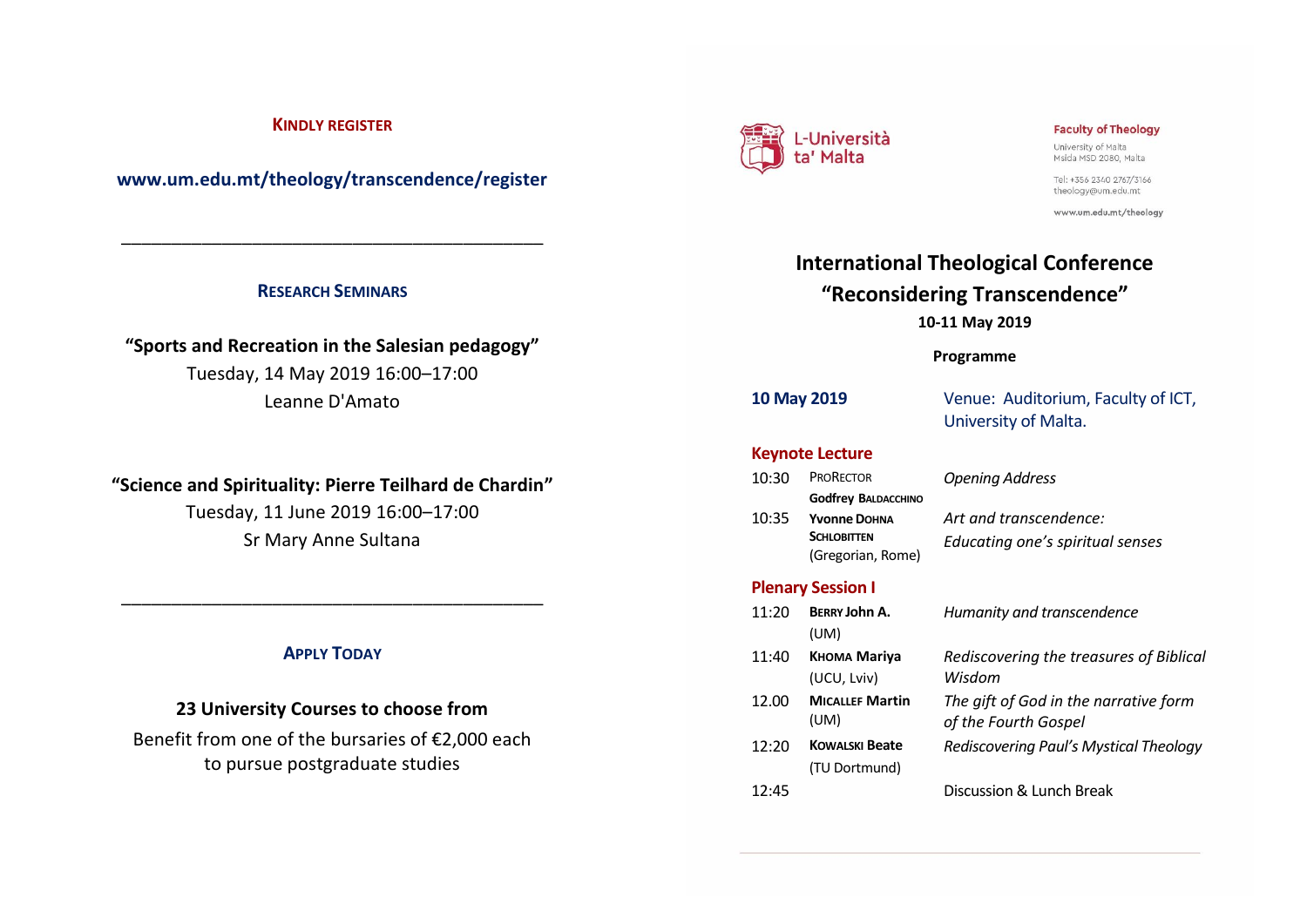**KINDLY REGISTER**

**www.um.edu.mt/theology/transcendence/register**

---

## RESEARCH SEMINARS

**"Sports and Recreation in the Salesian pedagogy"**
Tuesday, 14 May 2019 16:00–17:00
Leanne D'Amato

**"Science and Spirituality: Pierre Teilhard de Chardin"**
Tuesday, 11 June 2019 16:00–17:00
Sr Mary Anne Sultana

---

## APPLY TODAY

**23 University Courses to choose from**

Benefit from one of the bursaries of €2,000 each to pursue postgraduate studies

L-Università ta' Malta

**Faculty of Theology**
University of Malta
Msida MSD 2080, Malta

Tel: +356 2340 2767/3166
theology@um.edu.mt

www.um.edu.mt/theology

# International Theological Conference
# "Reconsidering Transcendence"

**10-11 May 2019**

**Programme**

**10 May 2019** — Venue: Auditorium, Faculty of ICT, University of Malta.

### Keynote Lecture

| | | |
|---|---|---|
| 10:30 | PRORECTOR **Godfrey BALDACCHINO** | *Opening Address* |
| 10:35 | **Yvonne DOHNA SCHLOBITTEN** (Gregorian, Rome) | *Art and transcendence: Educating one's spiritual senses* |

### Plenary Session I

| | | |
|---|---|---|
| 11:20 | **BERRY John A.** (UM) | *Humanity and transcendence* |
| 11:40 | **KHOMA Mariya** (UCU, Lviv) | *Rediscovering the treasures of Biblical Wisdom* |
| 12.00 | **MICALLEF Martin** (UM) | *The gift of God in the narrative form of the Fourth Gospel* |
| 12:20 | **KOWALSKI Beate** (TU Dortmund) | *Rediscovering Paul's Mystical Theology* |
| 12:45 | | Discussion & Lunch Break |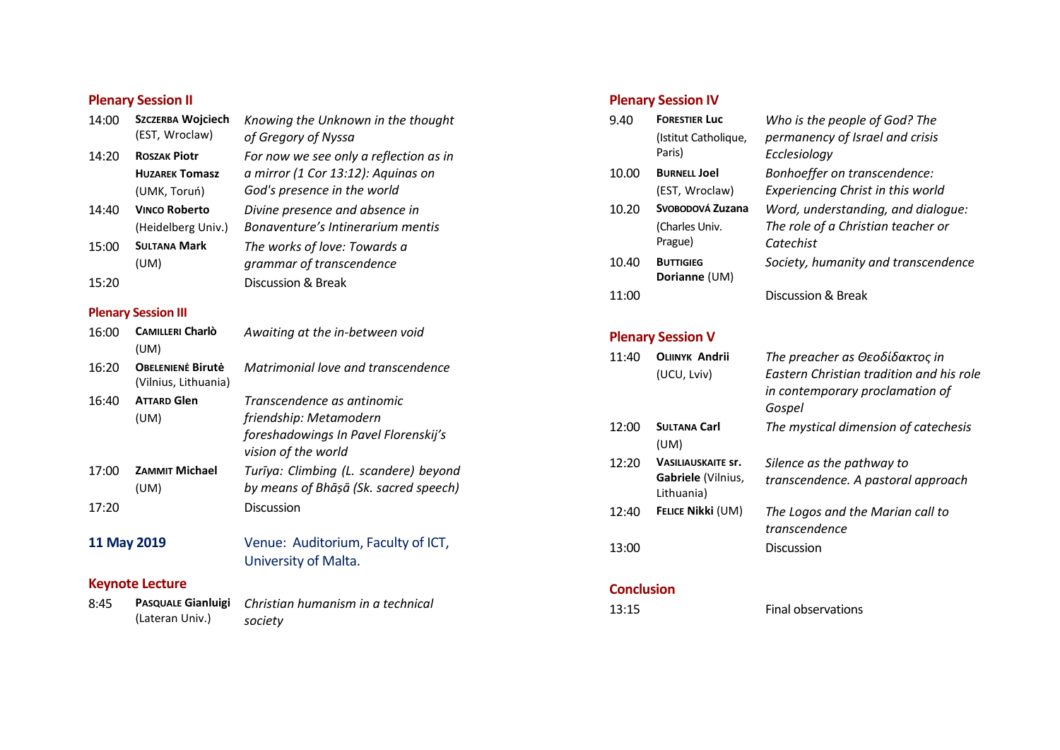## Plenary Session II

| | | |
|---|---|---|
| 14:00 | **Szczerba Wojciech** (EST, Wroclaw) | *Knowing the Unknown in the thought of Gregory of Nyssa* |
| 14:20 | **Roszak Piotr** **Huzarek Tomasz** (UMK, Toruń) | *For now we see only a reflection as in a mirror (1 Cor 13:12): Aquinas on God's presence in the world* |
| 14:40 | **Vinco Roberto** (Heidelberg Univ.) | *Divine presence and absence in Bonaventure's Itinerarium mentis* |
| 15:00 | **Sultana Mark** (UM) | *The works of love: Towards a grammar of transcendence* |
| 15:20 | | Discussion & Break |

## Plenary Session III

| | | |
|---|---|---|
| 16:00 | **Camilleri Charlò** (UM) | *Awaiting at the in-between void* |
| 16:20 | **Obelenienė Birutė** (Vilnius, Lithuania) | *Matrimonial love and transcendence* |
| 16:40 | **Attard Glen** (UM) | *Transcendence as antinomic friendship: Metamodern foreshadowings In Pavel Florenskij's vision of the world* |
| 17:00 | **Zammit Michael** (UM) | *Turīya: Climbing (L. scandere) beyond by means of Bhāṣā (Sk. sacred speech)* |
| 17:20 | | Discussion |

## 11 May 2019

Venue: Auditorium, Faculty of ICT, University of Malta.

## Keynote Lecture

| | | |
|---|---|---|
| 8:45 | **Pasquale Gianluigi** (Lateran Univ.) | *Christian humanism in a technical society* |

## Plenary Session IV

| | | |
|---|---|---|
| 9.40 | **Forestier Luc** (Istitut Catholique, Paris) | *Who is the people of God? The permanency of Israel and crisis Ecclesiology* |
| 10.00 | **Burnell Joel** (EST, Wroclaw) | *Bonhoeffer on transcendence: Experiencing Christ in this world* |
| 10.20 | **Svobodová Zuzana** (Charles Univ. Prague) | *Word, understanding, and dialogue: The role of a Christian teacher or Catechist* |
| 10.40 | **Buttigieg Dorianne** (UM) | *Society, humanity and transcendence* |
| 11:00 | | Discussion & Break |

## Plenary Session V

| | | |
|---|---|---|
| 11:40 | **Oliinyk Andrii** (UCU, Lviv) | *The preacher as Θεοδίδακτος in Eastern Christian tradition and his role in contemporary proclamation of Gospel* |
| 12:00 | **Sultana Carl** (UM) | *The mystical dimension of catechesis* |
| 12:20 | **Vasiliauskaite sr. Gabriele** (Vilnius, Lithuania) | *Silence as the pathway to transcendence. A pastoral approach* |
| 12:40 | **Felice Nikki** (UM) | *The Logos and the Marian call to transcendence* |
| 13:00 | | Discussion |

## Conclusion

| | |
|---|---|
| 13:15 | Final observations |